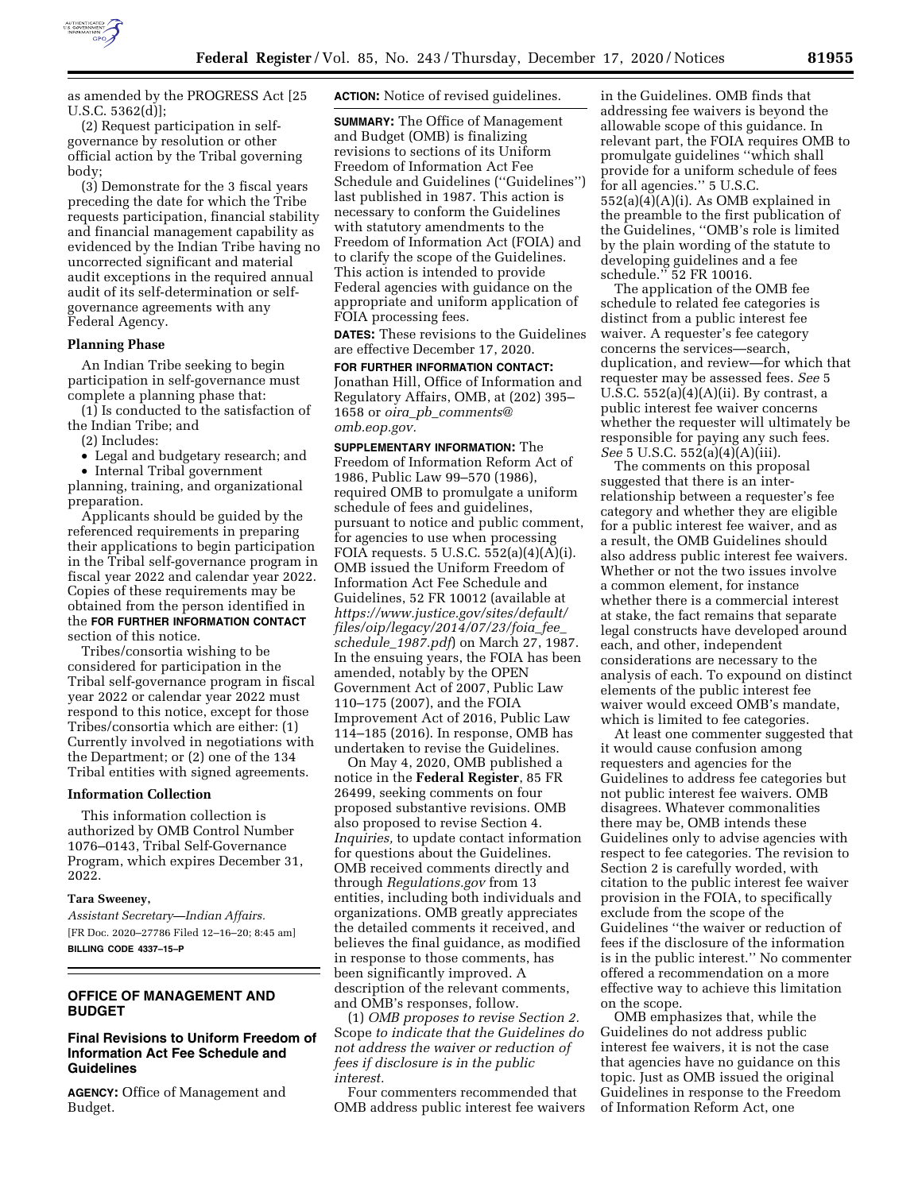as amended by the PROGRESS Act [25 U.S.C. 5362(d)];

(2) Request participation in self-governance by resolution or other official action by the Tribal governing body;

(3) Demonstrate for the 3 fiscal years preceding the date for which the Tribe requests participation, financial stability and financial management capability as evidenced by the Indian Tribe having no uncorrected significant and material audit exceptions in the required annual audit of its self-determination or self-governance agreements with any Federal Agency.

### Planning Phase

An Indian Tribe seeking to begin participation in self-governance must complete a planning phase that:

(1) Is conducted to the satisfaction of the Indian Tribe; and

(2) Includes:

- Legal and budgetary research; and
- Internal Tribal government planning, training, and organizational preparation.

Applicants should be guided by the referenced requirements in preparing their applications to begin participation in the Tribal self-governance program in fiscal year 2022 and calendar year 2022. Copies of these requirements may be obtained from the person identified in the **FOR FURTHER INFORMATION CONTACT** section of this notice.

Tribes/consortia wishing to be considered for participation in the Tribal self-governance program in fiscal year 2022 or calendar year 2022 must respond to this notice, except for those Tribes/consortia which are either: (1) Currently involved in negotiations with the Department; or (2) one of the 134 Tribal entities with signed agreements.

### Information Collection

This information collection is authorized by OMB Control Number 1076–0143, Tribal Self-Governance Program, which expires December 31, 2022.

**Tara Sweeney,**

*Assistant Secretary—Indian Affairs.*

[FR Doc. 2020–27786 Filed 12–16–20; 8:45 am]

**BILLING CODE 4337–15–P**

## OFFICE OF MANAGEMENT AND BUDGET

### Final Revisions to Uniform Freedom of Information Act Fee Schedule and Guidelines

**AGENCY:** Office of Management and Budget.

**ACTION:** Notice of revised guidelines.

**SUMMARY:** The Office of Management and Budget (OMB) is finalizing revisions to sections of its Uniform Freedom of Information Act Fee Schedule and Guidelines (''Guidelines'') last published in 1987. This action is necessary to conform the Guidelines with statutory amendments to the Freedom of Information Act (FOIA) and to clarify the scope of the Guidelines. This action is intended to provide Federal agencies with guidance on the appropriate and uniform application of FOIA processing fees.

**DATES:** These revisions to the Guidelines are effective December 17, 2020.

**FOR FURTHER INFORMATION CONTACT:** Jonathan Hill, Office of Information and Regulatory Affairs, OMB, at (202) 395–1658 or *oira_pb_comments@omb.eop.gov.*

**SUPPLEMENTARY INFORMATION:** The Freedom of Information Reform Act of 1986, Public Law 99–570 (1986), required OMB to promulgate a uniform schedule of fees and guidelines, pursuant to notice and public comment, for agencies to use when processing FOIA requests. 5 U.S.C. 552(a)(4)(A)(i). OMB issued the Uniform Freedom of Information Act Fee Schedule and Guidelines, 52 FR 10012 (available at *https://www.justice.gov/sites/default/files/oip/legacy/2014/07/23/foia_fee_schedule_1987.pdf*) on March 27, 1987. In the ensuing years, the FOIA has been amended, notably by the OPEN Government Act of 2007, Public Law 110–175 (2007), and the FOIA Improvement Act of 2016, Public Law 114–185 (2016). In response, OMB has undertaken to revise the Guidelines.

On May 4, 2020, OMB published a notice in the **Federal Register**, 85 FR 26499, seeking comments on four proposed substantive revisions. OMB also proposed to revise Section 4. *Inquiries,* to update contact information for questions about the Guidelines. OMB received comments directly and through *Regulations.gov* from 13 entities, including both individuals and organizations. OMB greatly appreciates the detailed comments it received, and believes the final guidance, as modified in response to those comments, has been significantly improved. A description of the relevant comments, and OMB's responses, follow.

(1) *OMB proposes to revise Section 2.* Scope *to indicate that the Guidelines do not address the waiver or reduction of fees if disclosure is in the public interest.*

Four commenters recommended that OMB address public interest fee waivers in the Guidelines. OMB finds that addressing fee waivers is beyond the allowable scope of this guidance. In relevant part, the FOIA requires OMB to promulgate guidelines ''which shall provide for a uniform schedule of fees for all agencies.'' 5 U.S.C. 552(a)(4)(A)(i). As OMB explained in the preamble to the first publication of the Guidelines, ''OMB's role is limited by the plain wording of the statute to developing guidelines and a fee schedule.'' 52 FR 10016.

The application of the OMB fee schedule to related fee categories is distinct from a public interest fee waiver. A requester's fee category concerns the services—search, duplication, and review—for which that requester may be assessed fees. *See* 5 U.S.C. 552(a)(4)(A)(ii). By contrast, a public interest fee waiver concerns whether the requester will ultimately be responsible for paying any such fees. *See* 5 U.S.C. 552(a)(4)(A)(iii).

The comments on this proposal suggested that there is an inter-relationship between a requester's fee category and whether they are eligible for a public interest fee waiver, and as a result, the OMB Guidelines should also address public interest fee waivers. Whether or not the two issues involve a common element, for instance whether there is a commercial interest at stake, the fact remains that separate legal constructs have developed around each, and other, independent considerations are necessary to the analysis of each. To expound on distinct elements of the public interest fee waiver would exceed OMB's mandate, which is limited to fee categories.

At least one commenter suggested that it would cause confusion among requesters and agencies for the Guidelines to address fee categories but not public interest fee waivers. OMB disagrees. Whatever commonalities there may be, OMB intends these Guidelines only to advise agencies with respect to fee categories. The revision to Section 2 is carefully worded, with citation to the public interest fee waiver provision in the FOIA, to specifically exclude from the scope of the Guidelines ''the waiver or reduction of fees if the disclosure of the information is in the public interest.'' No commenter offered a recommendation on a more effective way to achieve this limitation on the scope.

OMB emphasizes that, while the Guidelines do not address public interest fee waivers, it is not the case that agencies have no guidance on this topic. Just as OMB issued the original Guidelines in response to the Freedom of Information Reform Act, one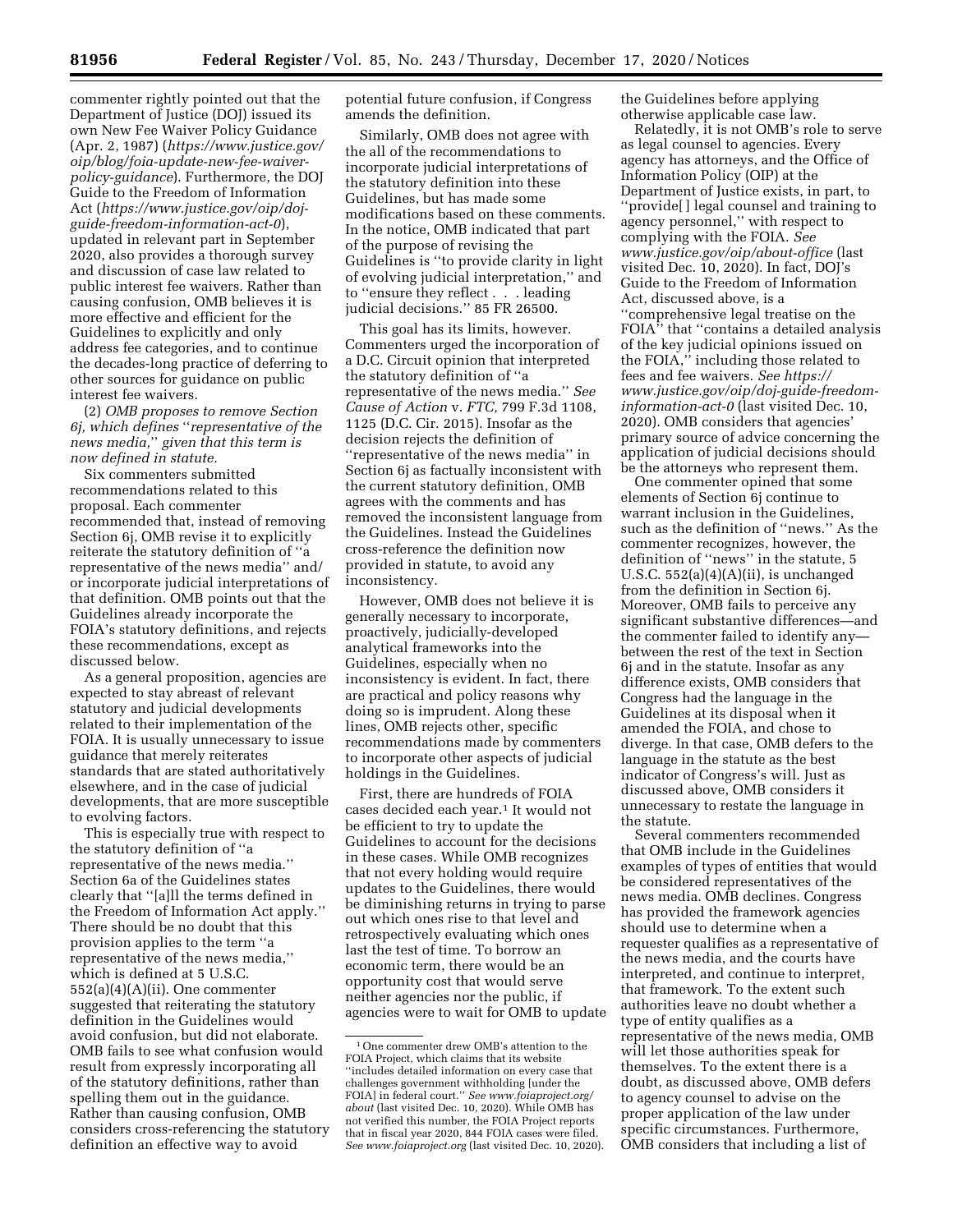commenter rightly pointed out that the Department of Justice (DOJ) issued its own New Fee Waiver Policy Guidance (Apr. 2, 1987) (*https://www.justice.gov/oip/blog/foia-update-new-fee-waiver-policy-guidance*). Furthermore, the DOJ Guide to the Freedom of Information Act (*https://www.justice.gov/oip/doj-guide-freedom-information-act-0*), updated in relevant part in September 2020, also provides a thorough survey and discussion of case law related to public interest fee waivers. Rather than causing confusion, OMB believes it is more effective and efficient for the Guidelines to explicitly and only address fee categories, and to continue the decades-long practice of deferring to other sources for guidance on public interest fee waivers.

(2) *OMB proposes to remove Section 6j, which defines ''representative of the news media,'' given that this term is now defined in statute.*

Six commenters submitted recommendations related to this proposal. Each commenter recommended that, instead of removing Section 6j, OMB revise it to explicitly reiterate the statutory definition of ''a representative of the news media'' and/or incorporate judicial interpretations of that definition. OMB points out that the Guidelines already incorporate the FOIA's statutory definitions, and rejects these recommendations, except as discussed below.

As a general proposition, agencies are expected to stay abreast of relevant statutory and judicial developments related to their implementation of the FOIA. It is usually unnecessary to issue guidance that merely reiterates standards that are stated authoritatively elsewhere, and in the case of judicial developments, that are more susceptible to evolving factors.

This is especially true with respect to the statutory definition of ''a representative of the news media.'' Section 6a of the Guidelines states clearly that ''[a]ll the terms defined in the Freedom of Information Act apply.'' There should be no doubt that this provision applies to the term ''a representative of the news media,'' which is defined at 5 U.S.C. 552(a)(4)(A)(ii). One commenter suggested that reiterating the statutory definition in the Guidelines would avoid confusion, but did not elaborate. OMB fails to see what confusion would result from expressly incorporating all of the statutory definitions, rather than spelling them out in the guidance. Rather than causing confusion, OMB considers cross-referencing the statutory definition an effective way to avoid potential future confusion, if Congress amends the definition.

Similarly, OMB does not agree with the all of the recommendations to incorporate judicial interpretations of the statutory definition into these Guidelines, but has made some modifications based on these comments. In the notice, OMB indicated that part of the purpose of revising the Guidelines is ''to provide clarity in light of evolving judicial interpretation,'' and to ''ensure they reflect . . . leading judicial decisions.'' 85 FR 26500.

This goal has its limits, however. Commenters urged the incorporation of a D.C. Circuit opinion that interpreted the statutory definition of ''a representative of the news media.'' *See Cause of Action* v. *FTC,* 799 F.3d 1108, 1125 (D.C. Cir. 2015). Insofar as the decision rejects the definition of ''representative of the news media'' in Section 6j as factually inconsistent with the current statutory definition, OMB agrees with the comments and has removed the inconsistent language from the Guidelines. Instead the Guidelines cross-reference the definition now provided in statute, to avoid any inconsistency.

However, OMB does not believe it is generally necessary to incorporate, proactively, judicially-developed analytical frameworks into the Guidelines, especially when no inconsistency is evident. In fact, there are practical and policy reasons why doing so is imprudent. Along these lines, OMB rejects other, specific recommendations made by commenters to incorporate other aspects of judicial holdings in the Guidelines.

First, there are hundreds of FOIA cases decided each year.[1] It would not be efficient to try to update the Guidelines to account for the decisions in these cases. While OMB recognizes that not every holding would require updates to the Guidelines, there would be diminishing returns in trying to parse out which ones rise to that level and retrospectively evaluating which ones last the test of time. To borrow an economic term, there would be an opportunity cost that would serve neither agencies nor the public, if agencies were to wait for OMB to update the Guidelines before applying otherwise applicable case law.

Relatedly, it is not OMB's role to serve as legal counsel to agencies. Every agency has attorneys, and the Office of Information Policy (OIP) at the Department of Justice exists, in part, to ''provide[ ] legal counsel and training to agency personnel,'' with respect to complying with the FOIA. *See www.justice.gov/oip/about-office* (last visited Dec. 10, 2020). In fact, DOJ's Guide to the Freedom of Information Act, discussed above, is a ''comprehensive legal treatise on the FOIA'' that ''contains a detailed analysis of the key judicial opinions issued on the FOIA,'' including those related to fees and fee waivers. *See https://www.justice.gov/oip/doj-guide-freedom-information-act-0* (last visited Dec. 10, 2020). OMB considers that agencies' primary source of advice concerning the application of judicial decisions should be the attorneys who represent them.

One commenter opined that some elements of Section 6j continue to warrant inclusion in the Guidelines, such as the definition of ''news.'' As the commenter recognizes, however, the definition of ''news'' in the statute, 5 U.S.C. 552(a)(4)(A)(ii), is unchanged from the definition in Section 6j. Moreover, OMB fails to perceive any significant substantive differences—and the commenter failed to identify any—between the rest of the text in Section 6j and in the statute. Insofar as any difference exists, OMB considers that Congress had the language in the Guidelines at its disposal when it amended the FOIA, and chose to diverge. In that case, OMB defers to the language in the statute as the best indicator of Congress's will. Just as discussed above, OMB considers it unnecessary to restate the language in the statute.

Several commenters recommended that OMB include in the Guidelines examples of types of entities that would be considered representatives of the news media. OMB declines. Congress has provided the framework agencies should use to determine when a requester qualifies as a representative of the news media, and the courts have interpreted, and continue to interpret, that framework. To the extent such authorities leave no doubt whether a type of entity qualifies as a representative of the news media, OMB will let those authorities speak for themselves. To the extent there is a doubt, as discussed above, OMB defers to agency counsel to advise on the proper application of the law under specific circumstances. Furthermore, OMB considers that including a list of

[1] One commenter drew OMB's attention to the FOIA Project, which claims that its website ''includes detailed information on every case that challenges government withholding [under the FOIA] in federal court.'' *See www.foiaproject.org/about* (last visited Dec. 10, 2020). While OMB has not verified this number, the FOIA Project reports that in fiscal year 2020, 844 FOIA cases were filed. *See www.foiaproject.org* (last visited Dec. 10, 2020).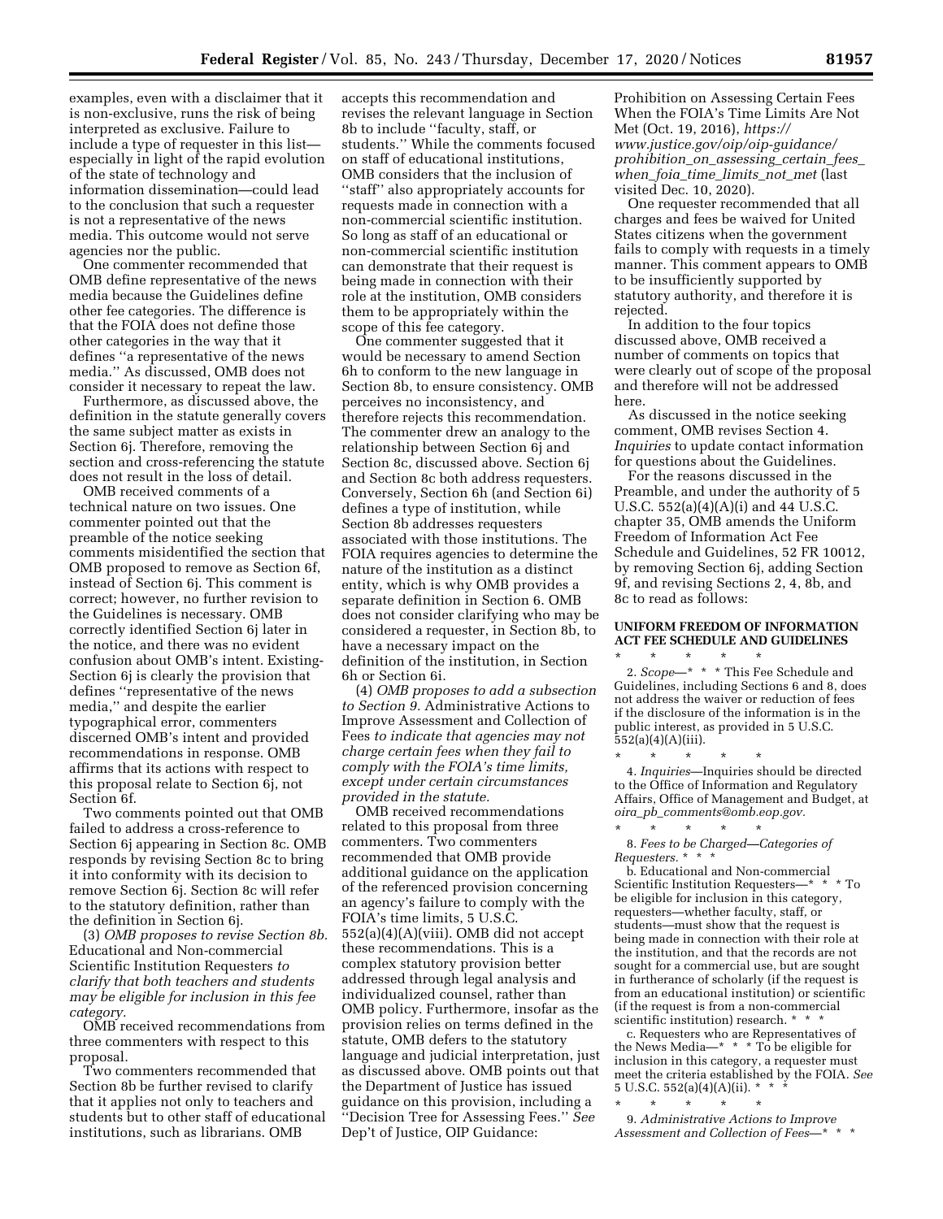examples, even with a disclaimer that it is non-exclusive, runs the risk of being interpreted as exclusive. Failure to include a type of requester in this list—especially in light of the rapid evolution of the state of technology and information dissemination—could lead to the conclusion that such a requester is not a representative of the news media. This outcome would not serve agencies nor the public.

One commenter recommended that OMB define representative of the news media because the Guidelines define other fee categories. The difference is that the FOIA does not define those other categories in the way that it defines ''a representative of the news media.'' As discussed, OMB does not consider it necessary to repeat the law.

Furthermore, as discussed above, the definition in the statute generally covers the same subject matter as exists in Section 6j. Therefore, removing the section and cross-referencing the statute does not result in the loss of detail.

OMB received comments of a technical nature on two issues. One commenter pointed out that the preamble of the notice seeking comments misidentified the section that OMB proposed to remove as Section 6f, instead of Section 6j. This comment is correct; however, no further revision to the Guidelines is necessary. OMB correctly identified Section 6j later in the notice, and there was no evident confusion about OMB's intent. Existing-Section 6j is clearly the provision that defines ''representative of the news media,'' and despite the earlier typographical error, commenters discerned OMB's intent and provided recommendations in response. OMB affirms that its actions with respect to this proposal relate to Section 6j, not Section 6f.

Two comments pointed out that OMB failed to address a cross-reference to Section 6j appearing in Section 8c. OMB responds by revising Section 8c to bring it into conformity with its decision to remove Section 6j. Section 8c will refer to the statutory definition, rather than the definition in Section 6j.

(3) *OMB proposes to revise Section 8b.* Educational and Non-commercial Scientific Institution Requesters *to clarify that both teachers and students may be eligible for inclusion in this fee category.*

OMB received recommendations from three commenters with respect to this proposal.

Two commenters recommended that Section 8b be further revised to clarify that it applies not only to teachers and students but to other staff of educational institutions, such as librarians. OMB accepts this recommendation and revises the relevant language in Section 8b to include ''faculty, staff, or students.'' While the comments focused on staff of educational institutions, OMB considers that the inclusion of ''staff'' also appropriately accounts for requests made in connection with a non-commercial scientific institution. So long as staff of an educational or non-commercial scientific institution can demonstrate that their request is being made in connection with their role at the institution, OMB considers them to be appropriately within the scope of this fee category.

One commenter suggested that it would be necessary to amend Section 6h to conform to the new language in Section 8b, to ensure consistency. OMB perceives no inconsistency, and therefore rejects this recommendation. The commenter drew an analogy to the relationship between Section 6j and Section 8c, discussed above. Section 6j and Section 8c both address requesters. Conversely, Section 6h (and Section 6i) defines a type of institution, while Section 8b addresses requesters associated with those institutions. The FOIA requires agencies to determine the nature of the institution as a distinct entity, which is why OMB provides a separate definition in Section 6. OMB does not consider clarifying who may be considered a requester, in Section 8b, to have a necessary impact on the definition of the institution, in Section 6h or Section 6i.

(4) *OMB proposes to add a subsection to Section 9.* Administrative Actions to Improve Assessment and Collection of Fees *to indicate that agencies may not charge certain fees when they fail to comply with the FOIA's time limits, except under certain circumstances provided in the statute.*

OMB received recommendations related to this proposal from three commenters. Two commenters recommended that OMB provide additional guidance on the application of the referenced provision concerning an agency's failure to comply with the FOIA's time limits, 5 U.S.C. 552(a)(4)(A)(viii). OMB did not accept these recommendations. This is a complex statutory provision better addressed through legal analysis and individualized counsel, rather than OMB policy. Furthermore, insofar as the provision relies on terms defined in the statute, OMB defers to the statutory language and judicial interpretation, just as discussed above. OMB points out that the Department of Justice has issued guidance on this provision, including a ''Decision Tree for Assessing Fees.'' *See* Dep't of Justice, OIP Guidance: Prohibition on Assessing Certain Fees When the FOIA's Time Limits Are Not Met (Oct. 19, 2016), *https://www.justice.gov/oip/oip-guidance/prohibition_on_assessing_certain_fees_when_foia_time_limits_not_met* (last visited Dec. 10, 2020).

One requester recommended that all charges and fees be waived for United States citizens when the government fails to comply with requests in a timely manner. This comment appears to OMB to be insufficiently supported by statutory authority, and therefore it is rejected.

In addition to the four topics discussed above, OMB received a number of comments on topics that were clearly out of scope of the proposal and therefore will not be addressed here.

As discussed in the notice seeking comment, OMB revises Section 4. *Inquiries* to update contact information for questions about the Guidelines.

For the reasons discussed in the Preamble, and under the authority of 5 U.S.C. 552(a)(4)(A)(i) and 44 U.S.C. chapter 35, OMB amends the Uniform Freedom of Information Act Fee Schedule and Guidelines, 52 FR 10012, by removing Section 6j, adding Section 9f, and revising Sections 2, 4, 8b, and 8c to read as follows:

**UNIFORM FREEDOM OF INFORMATION ACT FEE SCHEDULE AND GUIDELINES**

\* \* \* \* \*

2. *Scope*—\* \* \* This Fee Schedule and Guidelines, including Sections 6 and 8, does not address the waiver or reduction of fees if the disclosure of the information is in the public interest, as provided in 5 U.S.C. 552(a)(4)(A)(iii).

\* \* \* \* \*

4. *Inquiries*—Inquiries should be directed to the Office of Information and Regulatory Affairs, Office of Management and Budget, at *oira_pb_comments@omb.eop.gov.*

\* \* \* \* \*

8. *Fees to be Charged—Categories of Requesters.* \* \* \*

b. Educational and Non-commercial Scientific Institution Requesters—\* \* \* To be eligible for inclusion in this category, requesters—whether faculty, staff, or students—must show that the request is being made in connection with their role at the institution, and that the records are not sought for a commercial use, but are sought in furtherance of scholarly (if the request is from an educational institution) or scientific (if the request is from a non-commercial scientific institution) research. \* \* \*

c. Requesters who are Representatives of the News Media—\* \* \* To be eligible for inclusion in this category, a requester must meet the criteria established by the FOIA. *See* 5 U.S.C. 552(a)(4)(A)(ii). \* \* \*

\* \* \* \* \*

9. *Administrative Actions to Improve Assessment and Collection of Fees*—\* \* \*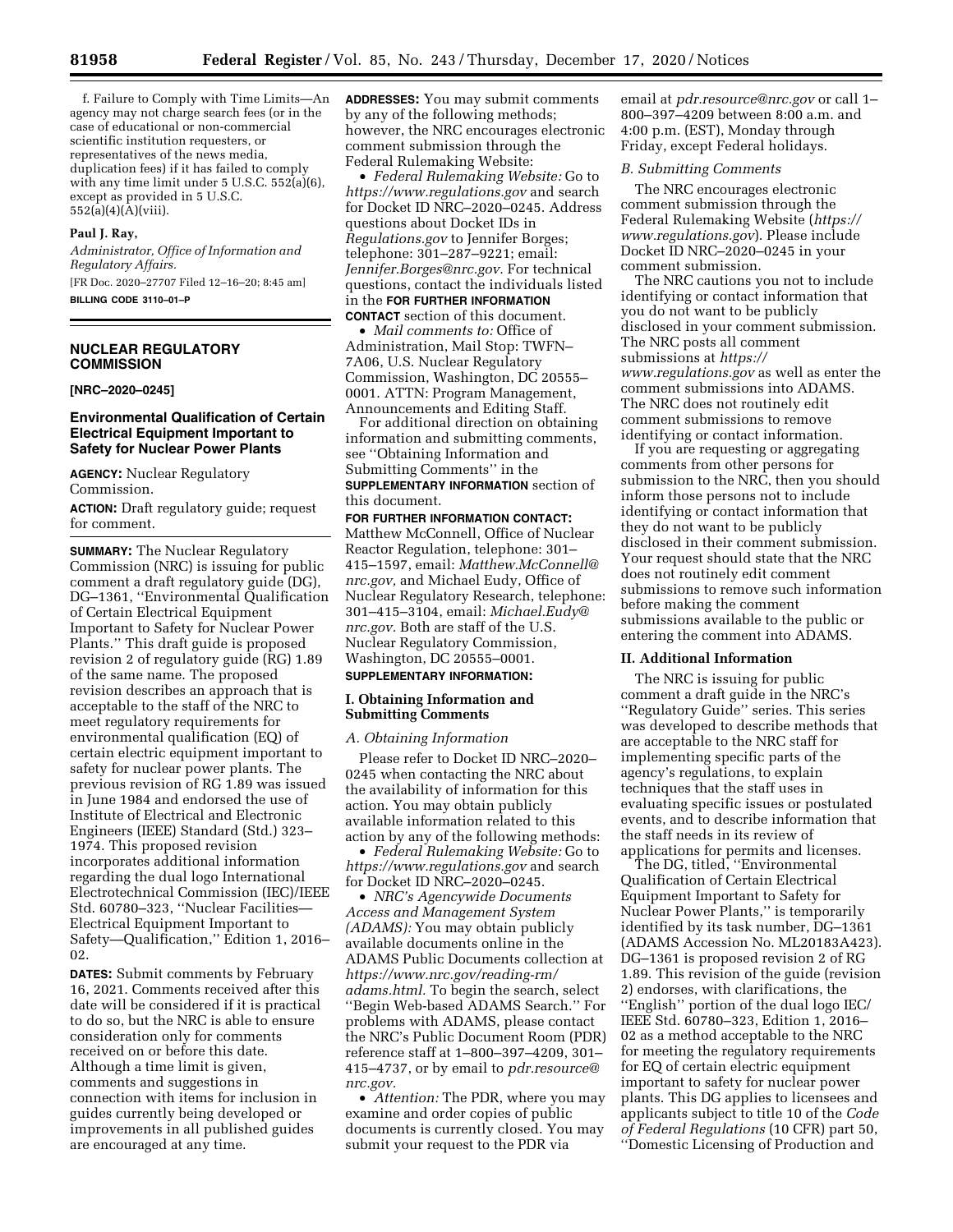f. Failure to Comply with Time Limits—An agency may not charge search fees (or in the case of educational or non-commercial scientific institution requesters, or representatives of the news media, duplication fees) if it has failed to comply with any time limit under 5 U.S.C. 552(a)(6), except as provided in 5 U.S.C. 552(a)(4)(A)(viii).

**Paul J. Ray,**

*Administrator, Office of Information and Regulatory Affairs.*

[FR Doc. 2020–27707 Filed 12–16–20; 8:45 am]

**BILLING CODE 3110–01–P**

---

## NUCLEAR REGULATORY COMMISSION

**[NRC–2020–0245]**

### Environmental Qualification of Certain Electrical Equipment Important to Safety for Nuclear Power Plants

**AGENCY:** Nuclear Regulatory Commission.

**ACTION:** Draft regulatory guide; request for comment.

**SUMMARY:** The Nuclear Regulatory Commission (NRC) is issuing for public comment a draft regulatory guide (DG), DG–1361, ''Environmental Qualification of Certain Electrical Equipment Important to Safety for Nuclear Power Plants.'' This draft guide is proposed revision 2 of regulatory guide (RG) 1.89 of the same name. The proposed revision describes an approach that is acceptable to the staff of the NRC to meet regulatory requirements for environmental qualification (EQ) of certain electric equipment important to safety for nuclear power plants. The previous revision of RG 1.89 was issued in June 1984 and endorsed the use of Institute of Electrical and Electronic Engineers (IEEE) Standard (Std.) 323–1974. This proposed revision incorporates additional information regarding the dual logo International Electrotechnical Commission (IEC)/IEEE Std. 60780–323, ''Nuclear Facilities—Electrical Equipment Important to Safety—Qualification,'' Edition 1, 2016–02.

**DATES:** Submit comments by February 16, 2021. Comments received after this date will be considered if it is practical to do so, but the NRC is able to ensure consideration only for comments received on or before this date. Although a time limit is given, comments and suggestions in connection with items for inclusion in guides currently being developed or improvements in all published guides are encouraged at any time.

**ADDRESSES:** You may submit comments by any of the following methods; however, the NRC encourages electronic comment submission through the Federal Rulemaking Website:

- *Federal Rulemaking Website:* Go to *https://www.regulations.gov* and search for Docket ID NRC–2020–0245. Address questions about Docket IDs in *Regulations.gov* to Jennifer Borges; telephone: 301–287–9221; email: *Jennifer.Borges@nrc.gov.* For technical questions, contact the individuals listed in the **FOR FURTHER INFORMATION CONTACT** section of this document.
- *Mail comments to:* Office of Administration, Mail Stop: TWFN–7A06, U.S. Nuclear Regulatory Commission, Washington, DC 20555–0001. ATTN: Program Management, Announcements and Editing Staff.

For additional direction on obtaining information and submitting comments, see ''Obtaining Information and Submitting Comments'' in the **SUPPLEMENTARY INFORMATION** section of this document.

**FOR FURTHER INFORMATION CONTACT:** Matthew McConnell, Office of Nuclear Reactor Regulation, telephone: 301–415–1597, email: *Matthew.McConnell@nrc.gov,* and Michael Eudy, Office of Nuclear Regulatory Research, telephone: 301–415–3104, email: *Michael.Eudy@nrc.gov.* Both are staff of the U.S. Nuclear Regulatory Commission, Washington, DC 20555–0001.

**SUPPLEMENTARY INFORMATION:**

#### I. Obtaining Information and Submitting Comments

*A. Obtaining Information*

Please refer to Docket ID NRC–2020–0245 when contacting the NRC about the availability of information for this action. You may obtain publicly available information related to this action by any of the following methods:

- *Federal Rulemaking Website:* Go to *https://www.regulations.gov* and search for Docket ID NRC–2020–0245.
- *NRC's Agencywide Documents Access and Management System (ADAMS):* You may obtain publicly available documents online in the ADAMS Public Documents collection at *https://www.nrc.gov/reading-rm/adams.html.* To begin the search, select ''Begin Web-based ADAMS Search.'' For problems with ADAMS, please contact the NRC's Public Document Room (PDR) reference staff at 1–800–397–4209, 301–415–4737, or by email to *pdr.resource@nrc.gov.*
- *Attention:* The PDR, where you may examine and order copies of public documents is currently closed. You may submit your request to the PDR via email at *pdr.resource@nrc.gov* or call 1–800–397–4209 between 8:00 a.m. and 4:00 p.m. (EST), Monday through Friday, except Federal holidays.

*B. Submitting Comments*

The NRC encourages electronic comment submission through the Federal Rulemaking Website (*https://www.regulations.gov*). Please include Docket ID NRC–2020–0245 in your comment submission.

The NRC cautions you not to include identifying or contact information that you do not want to be publicly disclosed in your comment submission. The NRC posts all comment submissions at *https://www.regulations.gov* as well as enter the comment submissions into ADAMS. The NRC does not routinely edit comment submissions to remove identifying or contact information.

If you are requesting or aggregating comments from other persons for submission to the NRC, then you should inform those persons not to include identifying or contact information that they do not want to be publicly disclosed in their comment submission. Your request should state that the NRC does not routinely edit comment submissions to remove such information before making the comment submissions available to the public or entering the comment into ADAMS.

#### II. Additional Information

The NRC is issuing for public comment a draft guide in the NRC's ''Regulatory Guide'' series. This series was developed to describe methods that are acceptable to the NRC staff for implementing specific parts of the agency's regulations, to explain techniques that the staff uses in evaluating specific issues or postulated events, and to describe information that the staff needs in its review of applications for permits and licenses.

The DG, titled, ''Environmental Qualification of Certain Electrical Equipment Important to Safety for Nuclear Power Plants,'' is temporarily identified by its task number, DG–1361 (ADAMS Accession No. ML20183A423). DG–1361 is proposed revision 2 of RG 1.89. This revision of the guide (revision 2) endorses, with clarifications, the ''English'' portion of the dual logo IEC/IEEE Std. 60780–323, Edition 1, 2016–02 as a method acceptable to the NRC for meeting the regulatory requirements for EQ of certain electric equipment important to safety for nuclear power plants. This DG applies to licensees and applicants subject to title 10 of the *Code of Federal Regulations* (10 CFR) part 50, ''Domestic Licensing of Production and